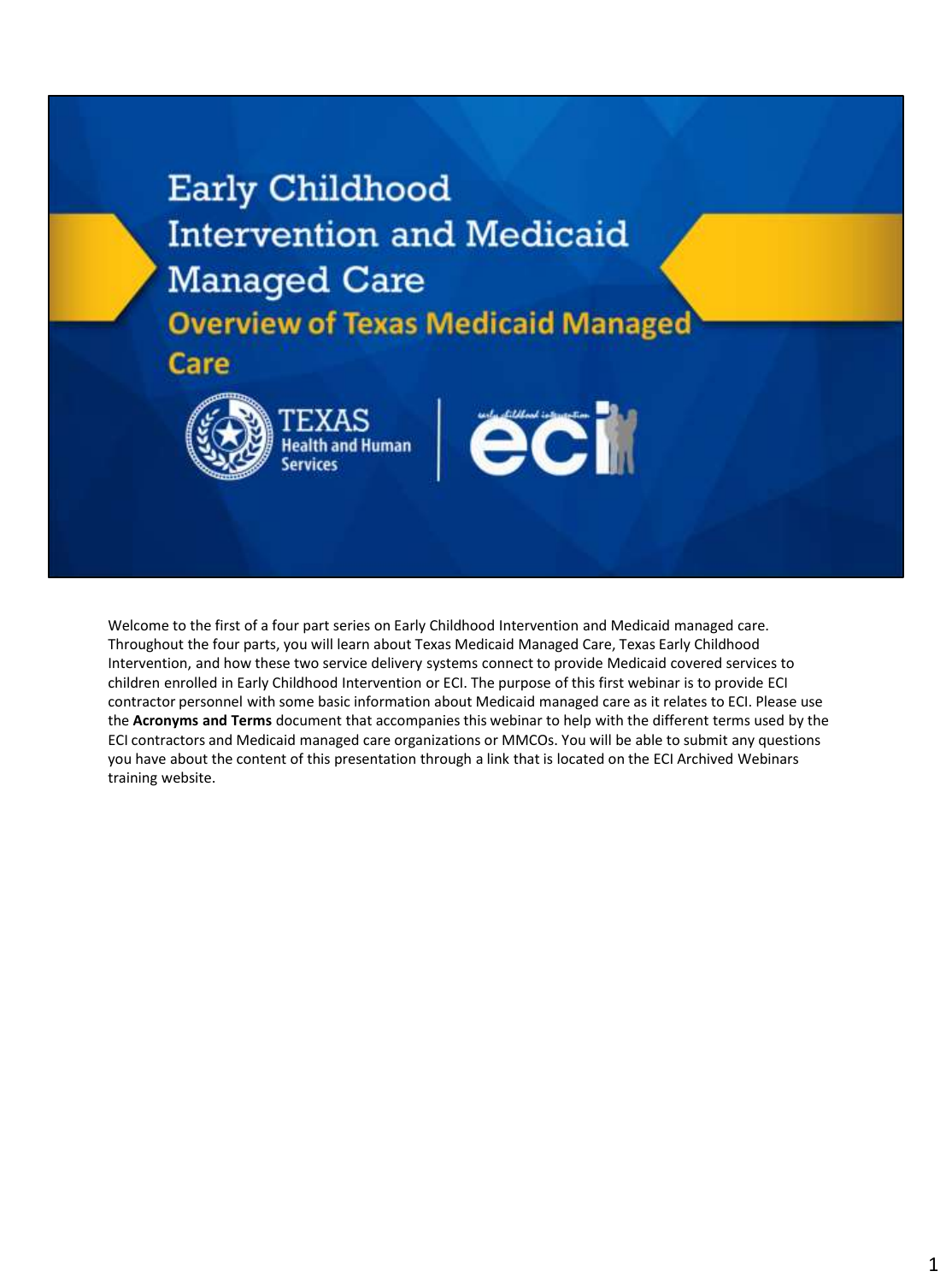# Early Childhood Intervention and Medicaid Managed Care

## Overview of Texas Medicaid Managed Care

TEXAS Health and Human Services | early childhood intervention eci

Welcome to the first of a four part series on Early Childhood Intervention and Medicaid managed care. Throughout the four parts, you will learn about Texas Medicaid Managed Care, Texas Early Childhood Intervention, and how these two service delivery systems connect to provide Medicaid covered services to children enrolled in Early Childhood Intervention or ECI. The purpose of this first webinar is to provide ECI contractor personnel with some basic information about Medicaid managed care as it relates to ECI. Please use the **Acronyms and Terms** document that accompanies this webinar to help with the different terms used by the ECI contractors and Medicaid managed care organizations or MMCOs. You will be able to submit any questions you have about the content of this presentation through a link that is located on the ECI Archived Webinars training website.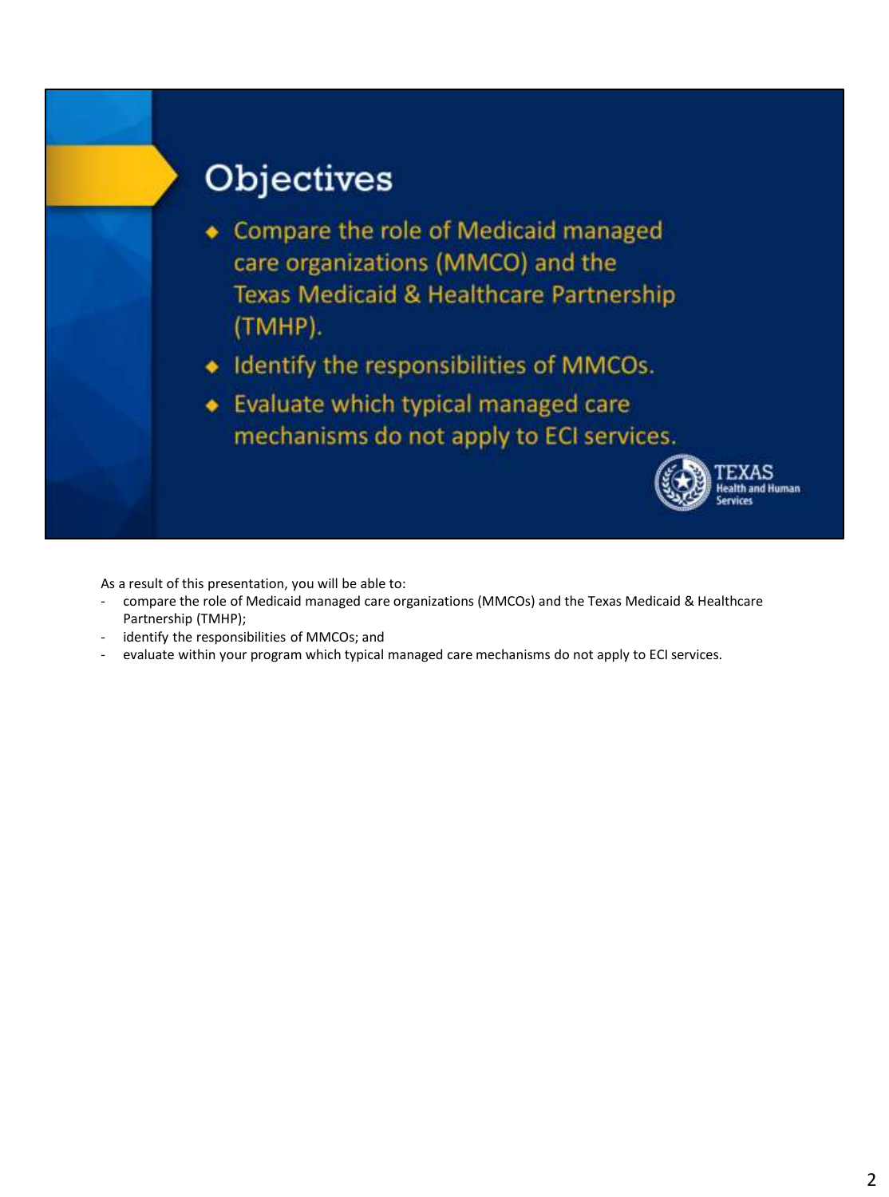## Objectives

- Compare the role of Medicaid managed care organizations (MMCO) and the Texas Medicaid & Healthcare Partnership (TMHP).
- Identify the responsibilities of MMCOs.
- Evaluate which typical managed care mechanisms do not apply to ECI services.

As a result of this presentation, you will be able to:

- compare the role of Medicaid managed care organizations (MMCOs) and the Texas Medicaid & Healthcare Partnership (TMHP);
- identify the responsibilities of MMCOs; and
- evaluate within your program which typical managed care mechanisms do not apply to ECI services.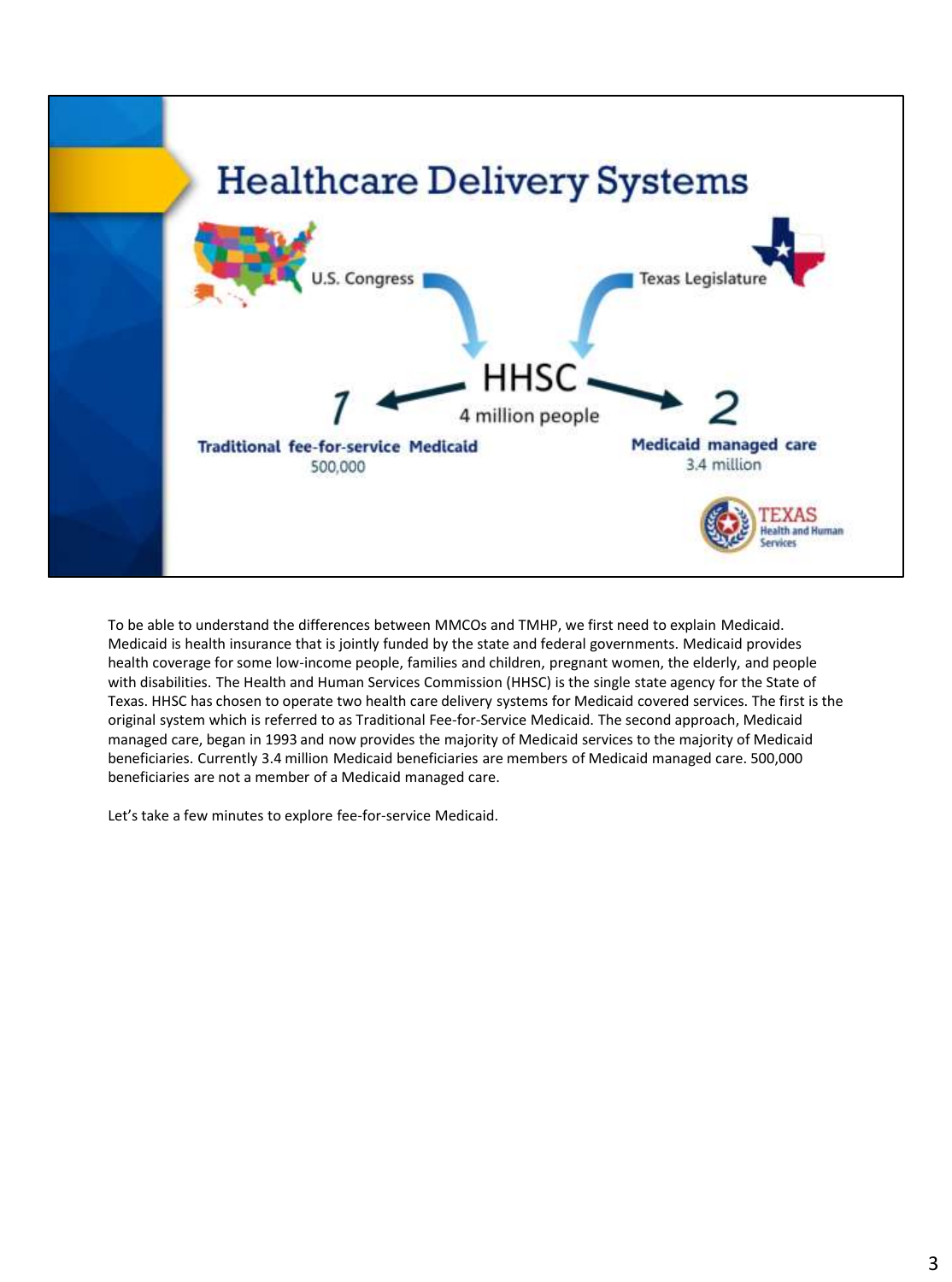## Healthcare Delivery Systems

U.S. Congress → HHSC ← Texas Legislature

**HHSC**
4 million people

1. **Traditional fee-for-service Medicaid**
   500,000

2. **Medicaid managed care**
   3.4 million

TEXAS Health and Human Services

To be able to understand the differences between MMCOs and TMHP, we first need to explain Medicaid. Medicaid is health insurance that is jointly funded by the state and federal governments. Medicaid provides health coverage for some low-income people, families and children, pregnant women, the elderly, and people with disabilities. The Health and Human Services Commission (HHSC) is the single state agency for the State of Texas. HHSC has chosen to operate two health care delivery systems for Medicaid covered services. The first is the original system which is referred to as Traditional Fee-for-Service Medicaid. The second approach, Medicaid managed care, began in 1993 and now provides the majority of Medicaid services to the majority of Medicaid beneficiaries. Currently 3.4 million Medicaid beneficiaries are members of Medicaid managed care. 500,000 beneficiaries are not a member of a Medicaid managed care.

Let's take a few minutes to explore fee-for-service Medicaid.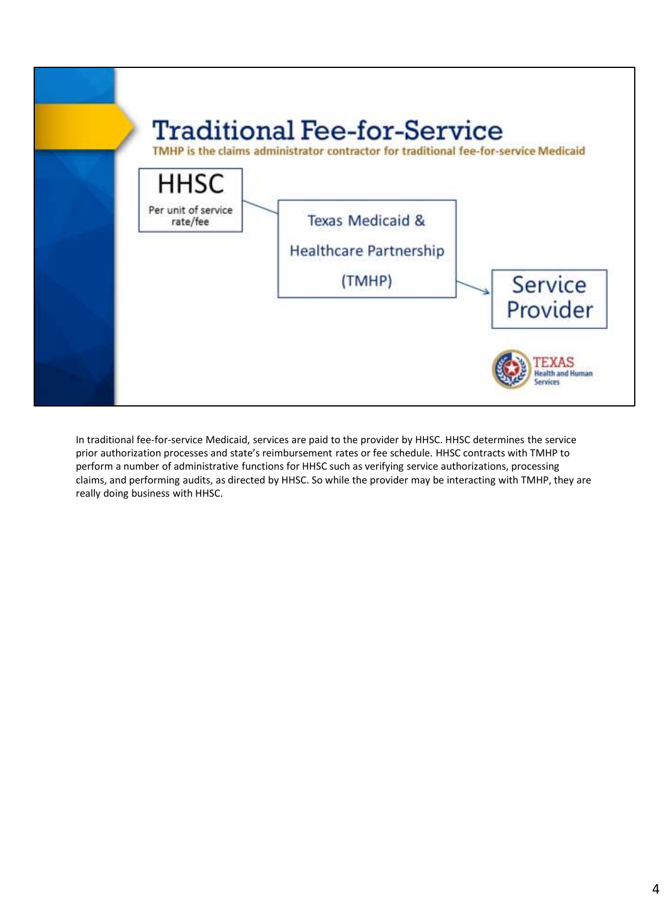# Traditional Fee-for-Service

TMHP is the claims administrator contractor for traditional fee-for-service Medicaid

**HHSC**
Per unit of service rate/fee

→ **Texas Medicaid & Healthcare Partnership (TMHP)**

→ **Service Provider**

TEXAS Health and Human Services

In traditional fee-for-service Medicaid, services are paid to the provider by HHSC. HHSC determines the service prior authorization processes and state's reimbursement rates or fee schedule. HHSC contracts with TMHP to perform a number of administrative functions for HHSC such as verifying service authorizations, processing claims, and performing audits, as directed by HHSC. So while the provider may be interacting with TMHP, they are really doing business with HHSC.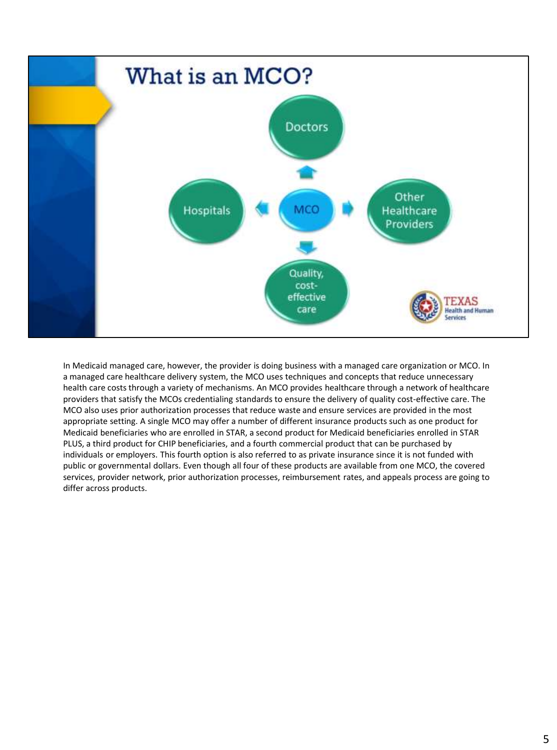# What is an MCO?

- MCO → Doctors
- MCO → Hospitals
- MCO → Other Healthcare Providers
- MCO → Quality, cost-effective care

In Medicaid managed care, however, the provider is doing business with a managed care organization or MCO. In a managed care healthcare delivery system, the MCO uses techniques and concepts that reduce unnecessary health care costs through a variety of mechanisms. An MCO provides healthcare through a network of healthcare providers that satisfy the MCOs credentialing standards to ensure the delivery of quality cost-effective care. The MCO also uses prior authorization processes that reduce waste and ensure services are provided in the most appropriate setting. A single MCO may offer a number of different insurance products such as one product for Medicaid beneficiaries who are enrolled in STAR, a second product for Medicaid beneficiaries enrolled in STAR PLUS, a third product for CHIP beneficiaries, and a fourth commercial product that can be purchased by individuals or employers. This fourth option is also referred to as private insurance since it is not funded with public or governmental dollars. Even though all four of these products are available from one MCO, the covered services, provider network, prior authorization processes, reimbursement rates, and appeals process are going to differ across products.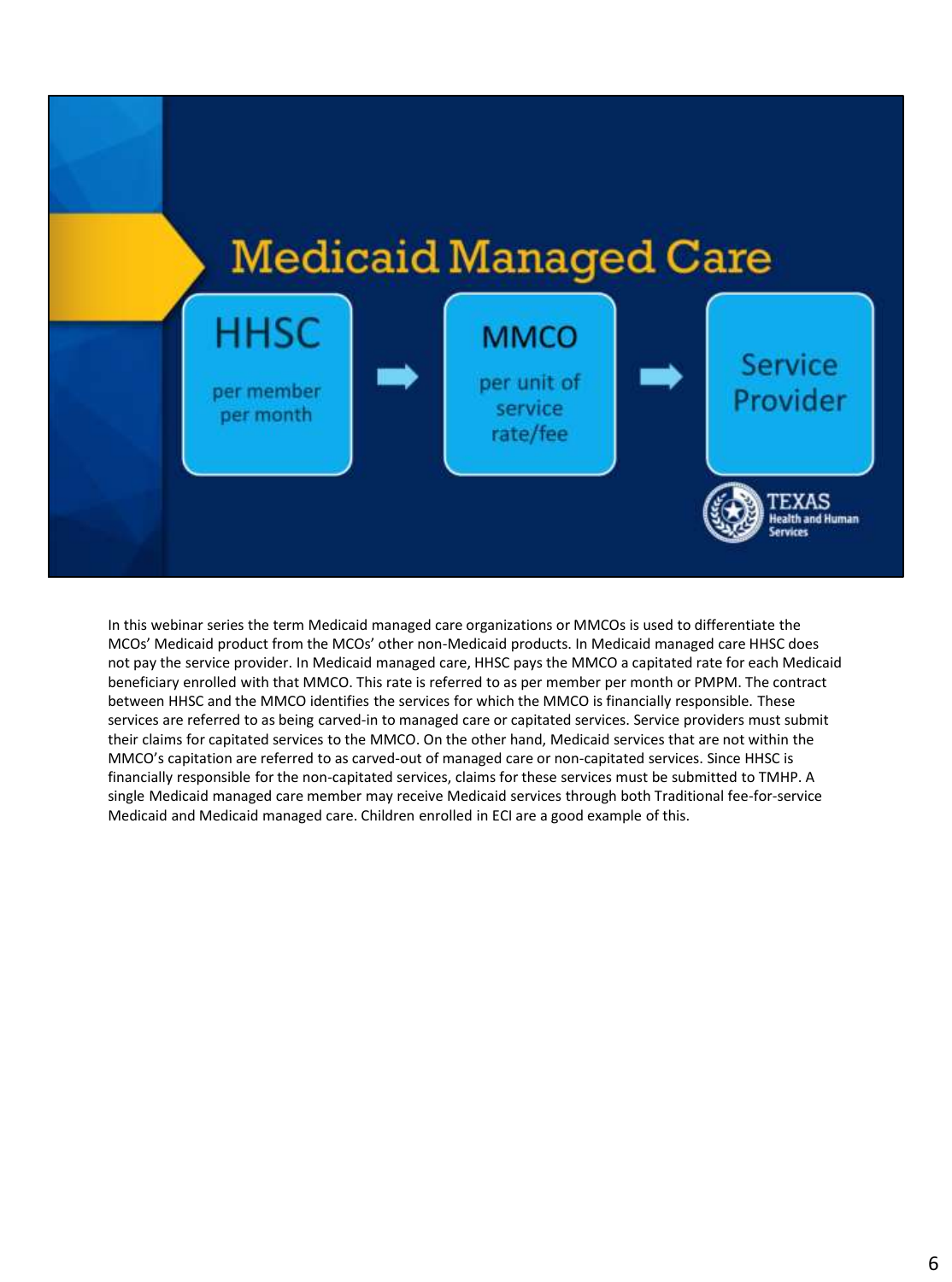# Medicial Managed Care

HHSC
per member per month

→

MMCO
per unit of service rate/fee

→

Service Provider

In this webinar series the term Medicaid managed care organizations or MMCOs is used to differentiate the MCOs' Medicaid product from the MCOs' other non-Medicaid products. In Medicaid managed care HHSC does not pay the service provider. In Medicaid managed care, HHSC pays the MMCO a capitated rate for each Medicaid beneficiary enrolled with that MMCO. This rate is referred to as per member per month or PMPM. The contract between HHSC and the MMCO identifies the services for which the MMCO is financially responsible. These services are referred to as being carved-in to managed care or capitated services. Service providers must submit their claims for capitated services to the MMCO. On the other hand, Medicaid services that are not within the MMCO's capitation are referred to as carved-out of managed care or non-capitated services. Since HHSC is financially responsible for the non-capitated services, claims for these services must be submitted to TMHP. A single Medicaid managed care member may receive Medicaid services through both Traditional fee-for-service Medicaid and Medicaid managed care. Children enrolled in ECI are a good example of this.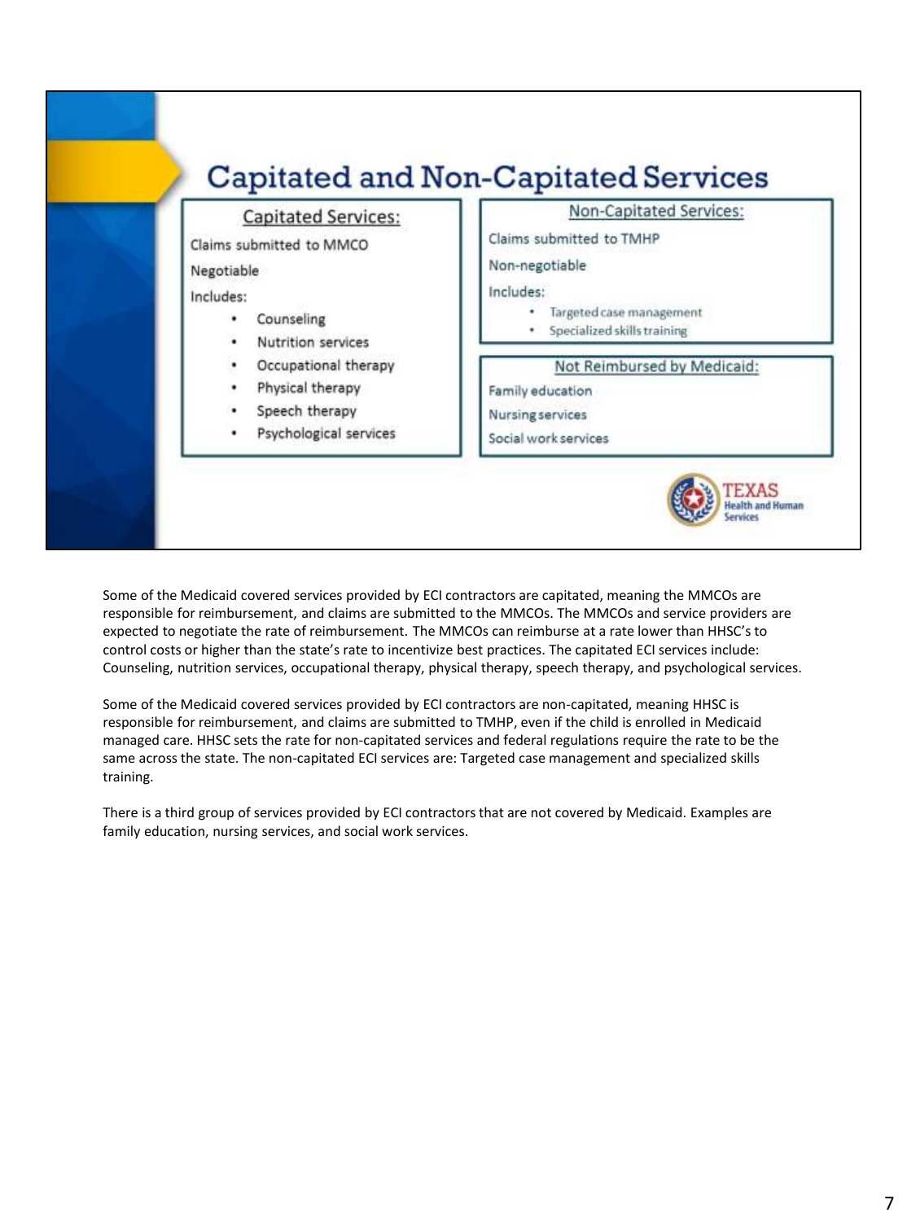# Capitated and Non-Capitated Services

**Capitated Services:**

Claims submitted to MMCO

Negotiable

Includes:

- Counseling
- Nutrition services
- Occupational therapy
- Physical therapy
- Speech therapy
- Psychological services

**Non-Capitated Services:**

Claims submitted to TMHP

Non-negotiable

Includes:

- Targeted case management
- Specialized skills training

**Not Reimbursed by Medicaid:**

Family education

Nursing services

Social work services

Some of the Medicaid covered services provided by ECI contractors are capitated, meaning the MMCOs are responsible for reimbursement, and claims are submitted to the MMCOs. The MMCOs and service providers are expected to negotiate the rate of reimbursement. The MMCOs can reimburse at a rate lower than HHSC's to control costs or higher than the state's rate to incentivize best practices. The capitated ECI services include: Counseling, nutrition services, occupational therapy, physical therapy, speech therapy, and psychological services.

Some of the Medicaid covered services provided by ECI contractors are non-capitated, meaning HHSC is responsible for reimbursement, and claims are submitted to TMHP, even if the child is enrolled in Medicaid managed care. HHSC sets the rate for non-capitated services and federal regulations require the rate to be the same across the state. The non-capitated ECI services are: Targeted case management and specialized skills training.

There is a third group of services provided by ECI contractors that are not covered by Medicaid. Examples are family education, nursing services, and social work services.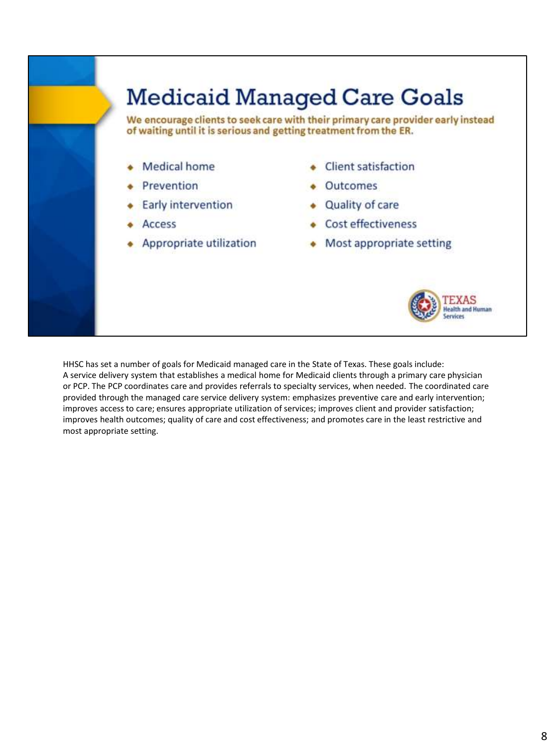# Medicaid Managed Care Goals

**We encourage clients to seek care with their primary care provider early instead of waiting until it is serious and getting treatment from the ER.**

- Medical home
- Prevention
- Early intervention
- Access
- Appropriate utilization
- Client satisfaction
- Outcomes
- Quality of care
- Cost effectiveness
- Most appropriate setting

TEXAS Health and Human Services

HHSC has set a number of goals for Medicaid managed care in the State of Texas. These goals include:
A service delivery system that establishes a medical home for Medicaid clients through a primary care physician or PCP. The PCP coordinates care and provides referrals to specialty services, when needed. The coordinated care provided through the managed care service delivery system: emphasizes preventive care and early intervention; improves access to care; ensures appropriate utilization of services; improves client and provider satisfaction; improves health outcomes; quality of care and cost effectiveness; and promotes care in the least restrictive and most appropriate setting.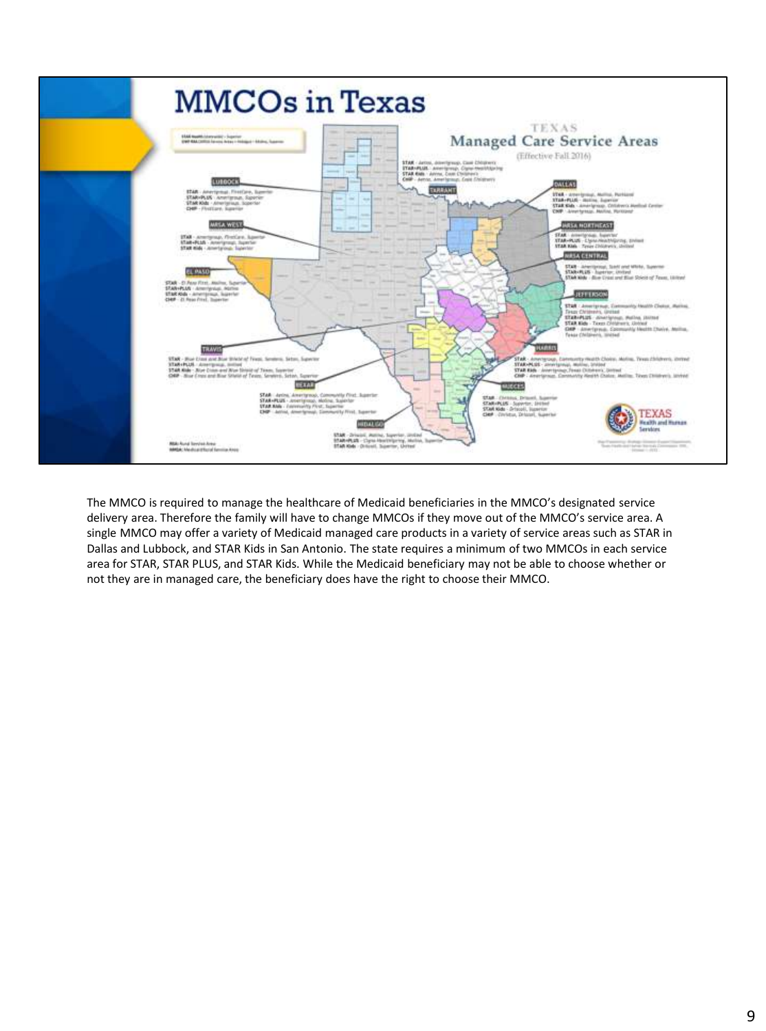# MMCOs in Texas

The MMCO is required to manage the healthcare of Medicaid beneficiaries in the MMCO's designated service delivery area. Therefore the family will have to change MMCOs if they move out of the MMCO's service area. A single MMCO may offer a variety of Medicaid managed care products in a variety of service areas such as STAR in Dallas and Lubbock, and STAR Kids in San Antonio. The state requires a minimum of two MMCOs in each service area for STAR, STAR PLUS, and STAR Kids. While the Medicaid beneficiary may not be able to choose whether or not they are in managed care, the beneficiary does have the right to choose their MMCO.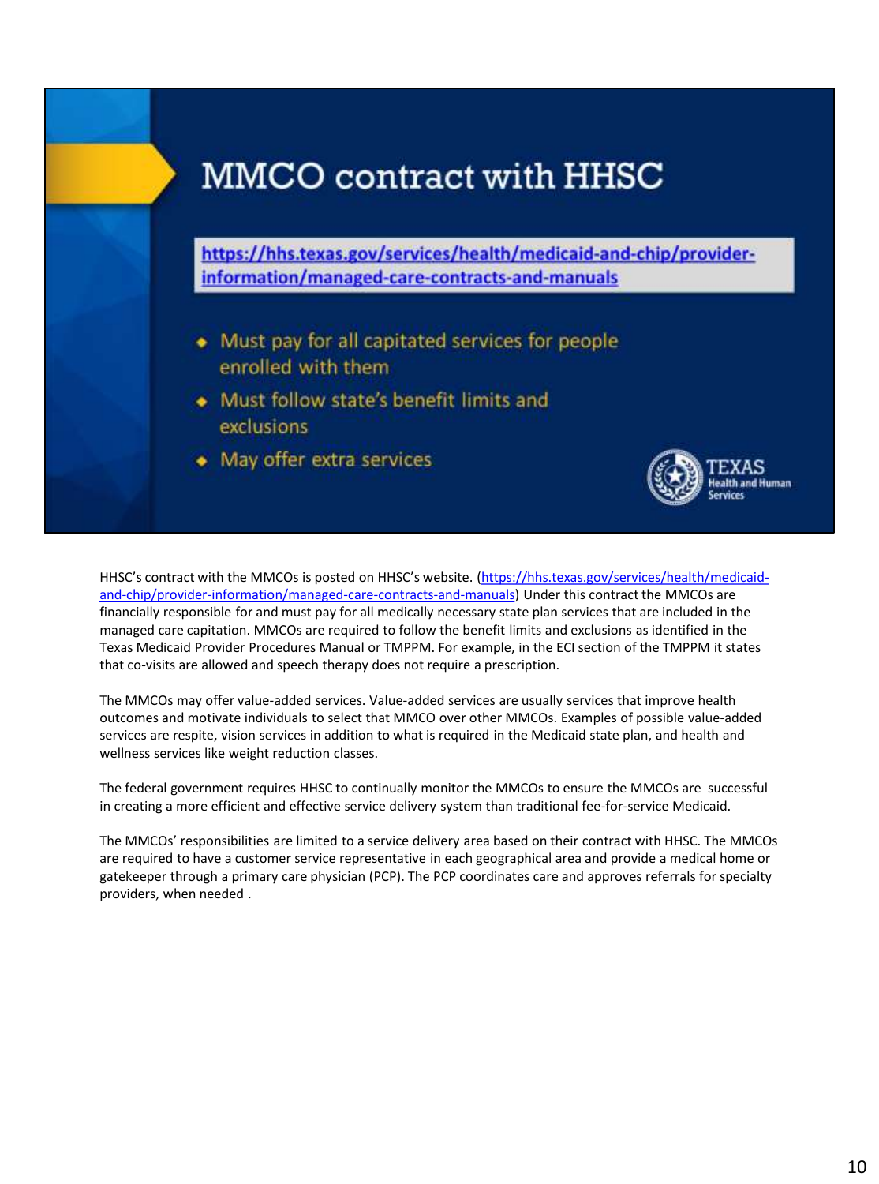# MMCO contract with HHSC

https://hhs.texas.gov/services/health/medicaid-and-chip/provider-information/managed-care-contracts-and-manuals

- Must pay for all capitated services for people enrolled with them
- Must follow state's benefit limits and exclusions
- May offer extra services

HHSC's contract with the MMCOs is posted on HHSC's website. (https://hhs.texas.gov/services/health/medicaid-and-chip/provider-information/managed-care-contracts-and-manuals) Under this contract the MMCOs are financially responsible for and must pay for all medically necessary state plan services that are included in the managed care capitation. MMCOs are required to follow the benefit limits and exclusions as identified in the Texas Medicaid Provider Procedures Manual or TMPPM. For example, in the ECI section of the TMPPM it states that co-visits are allowed and speech therapy does not require a prescription.

The MMCOs may offer value-added services. Value-added services are usually services that improve health outcomes and motivate individuals to select that MMCO over other MMCOs. Examples of possible value-added services are respite, vision services in addition to what is required in the Medicaid state plan, and health and wellness services like weight reduction classes.

The federal government requires HHSC to continually monitor the MMCOs to ensure the MMCOs are successful in creating a more efficient and effective service delivery system than traditional fee-for-service Medicaid.

The MMCOs' responsibilities are limited to a service delivery area based on their contract with HHSC. The MMCOs are required to have a customer service representative in each geographical area and provide a medical home or gatekeeper through a primary care physician (PCP). The PCP coordinates care and approves referrals for specialty providers, when needed .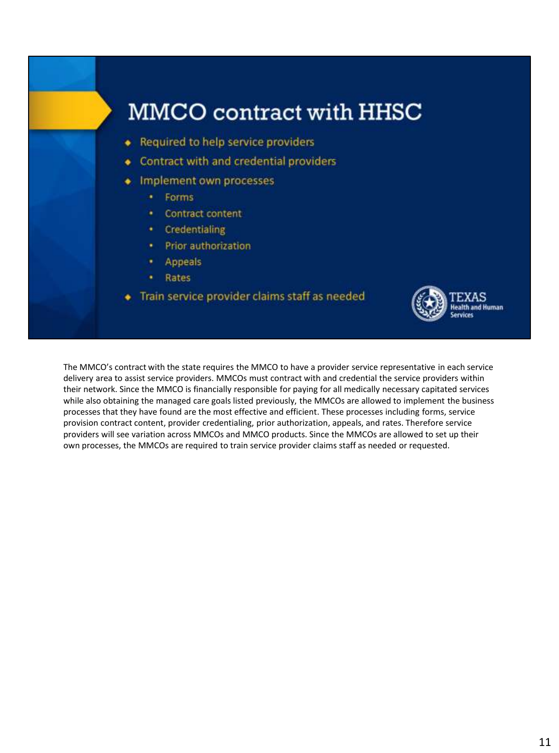# MMCO contract with HHSC

- Required to help service providers
- Contract with and credential providers
- Implement own processes
  - Forms
  - Contract content
  - Credentialing
  - Prior authorization
  - Appeals
  - Rates
- Train service provider claims staff as needed

TEXAS Health and Human Services

The MMCO's contract with the state requires the MMCO to have a provider service representative in each service delivery area to assist service providers. MMCOs must contract with and credential the service providers within their network. Since the MMCO is financially responsible for paying for all medically necessary capitated services while also obtaining the managed care goals listed previously, the MMCOs are allowed to implement the business processes that they have found are the most effective and efficient. These processes including forms, service provision contract content, provider credentialing, prior authorization, appeals, and rates. Therefore service providers will see variation across MMCOs and MMCO products. Since the MMCOs are allowed to set up their own processes, the MMCOs are required to train service provider claims staff as needed or requested.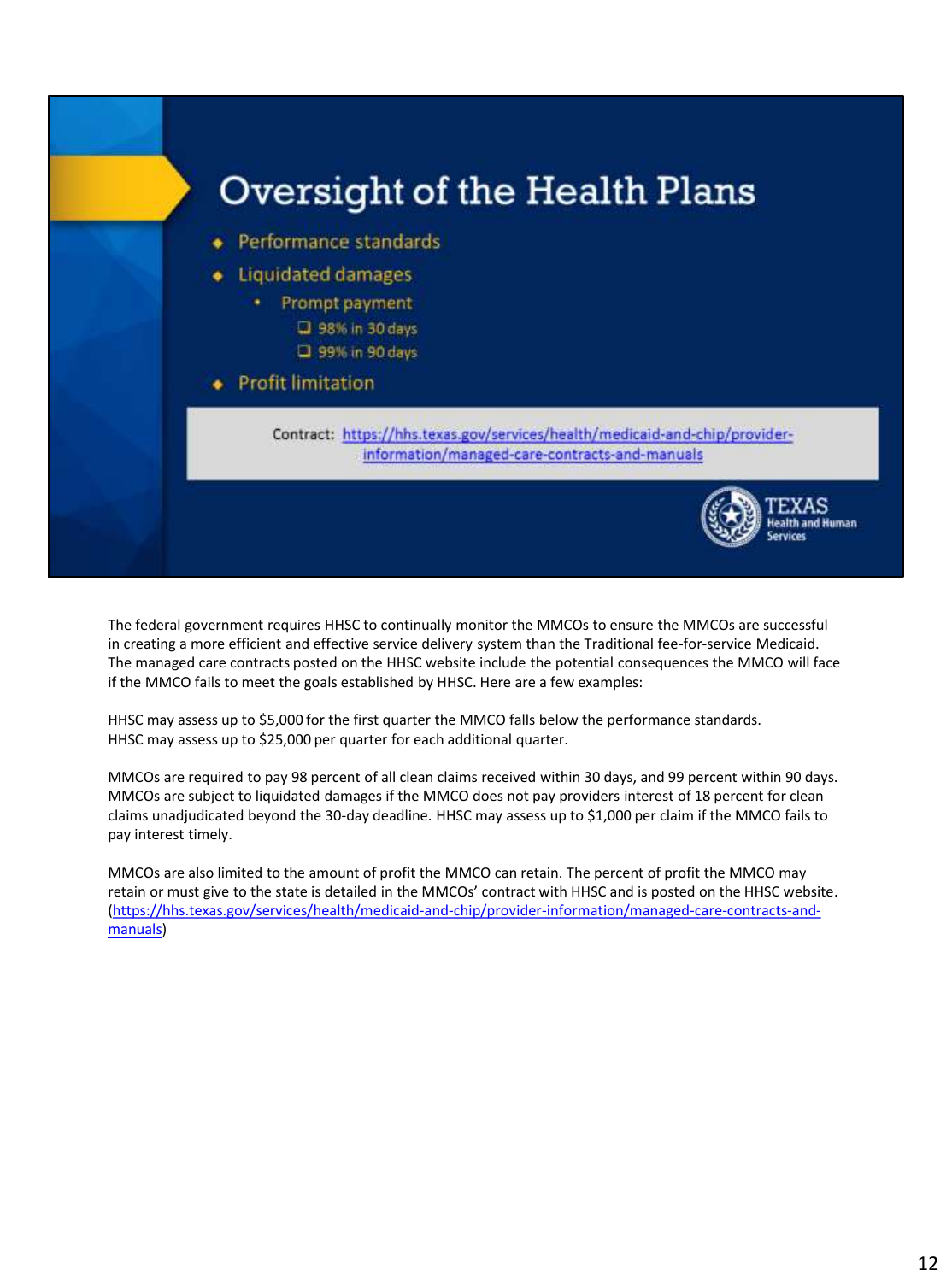# Oversight of the Health Plans

- Performance standards
- Liquidated damages
  - Prompt payment
    - 98% in 30 days
    - 99% in 90 days
- Profit limitation

Contract: https://hhs.texas.gov/services/health/medicaid-and-chip/provider-information/managed-care-contracts-and-manuals

The federal government requires HHSC to continually monitor the MMCOs to ensure the MMCOs are successful in creating a more efficient and effective service delivery system than the Traditional fee-for-service Medicaid. The managed care contracts posted on the HHSC website include the potential consequences the MMCO will face if the MMCO fails to meet the goals established by HHSC. Here are a few examples:

HHSC may assess up to $5,000 for the first quarter the MMCO falls below the performance standards.
HHSC may assess up to $25,000 per quarter for each additional quarter.

MMCOs are required to pay 98 percent of all clean claims received within 30 days, and 99 percent within 90 days. MMCOs are subject to liquidated damages if the MMCO does not pay providers interest of 18 percent for clean claims unadjudicated beyond the 30-day deadline. HHSC may assess up to $1,000 per claim if the MMCO fails to pay interest timely.

MMCOs are also limited to the amount of profit the MMCO can retain. The percent of profit the MMCO may retain or must give to the state is detailed in the MMCOs' contract with HHSC and is posted on the HHSC website. (https://hhs.texas.gov/services/health/medicaid-and-chip/provider-information/managed-care-contracts-and-manuals)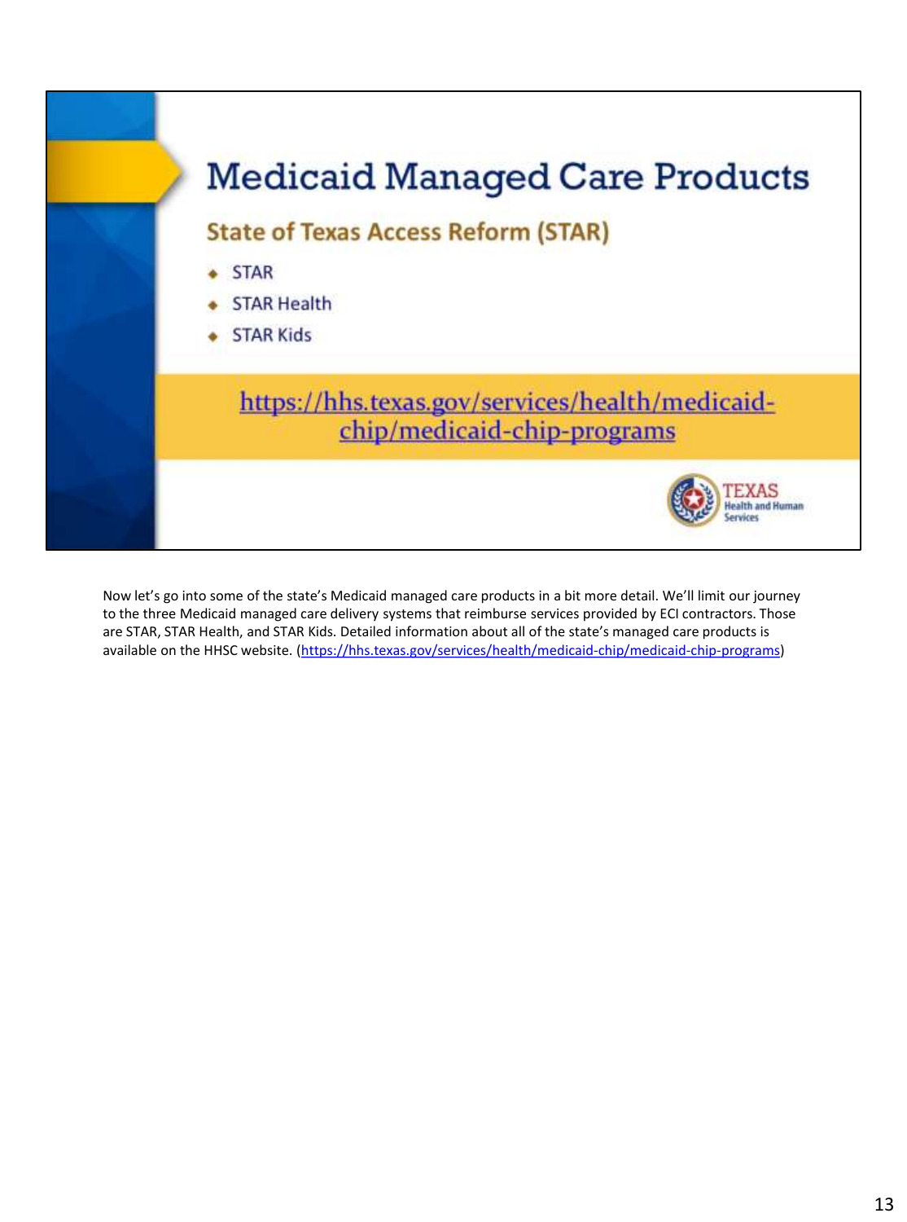# Medicaid Managed Care Products

## State of Texas Access Reform (STAR)

- STAR
- STAR Health
- STAR Kids

https://hhs.texas.gov/services/health/medicaid-chip/medicaid-chip-programs

TEXAS Health and Human Services

Now let's go into some of the state's Medicaid managed care products in a bit more detail. We'll limit our journey to the three Medicaid managed care delivery systems that reimburse services provided by ECI contractors. Those are STAR, STAR Health, and STAR Kids. Detailed information about all of the state's managed care products is available on the HHSC website. (https://hhs.texas.gov/services/health/medicaid-chip/medicaid-chip-programs)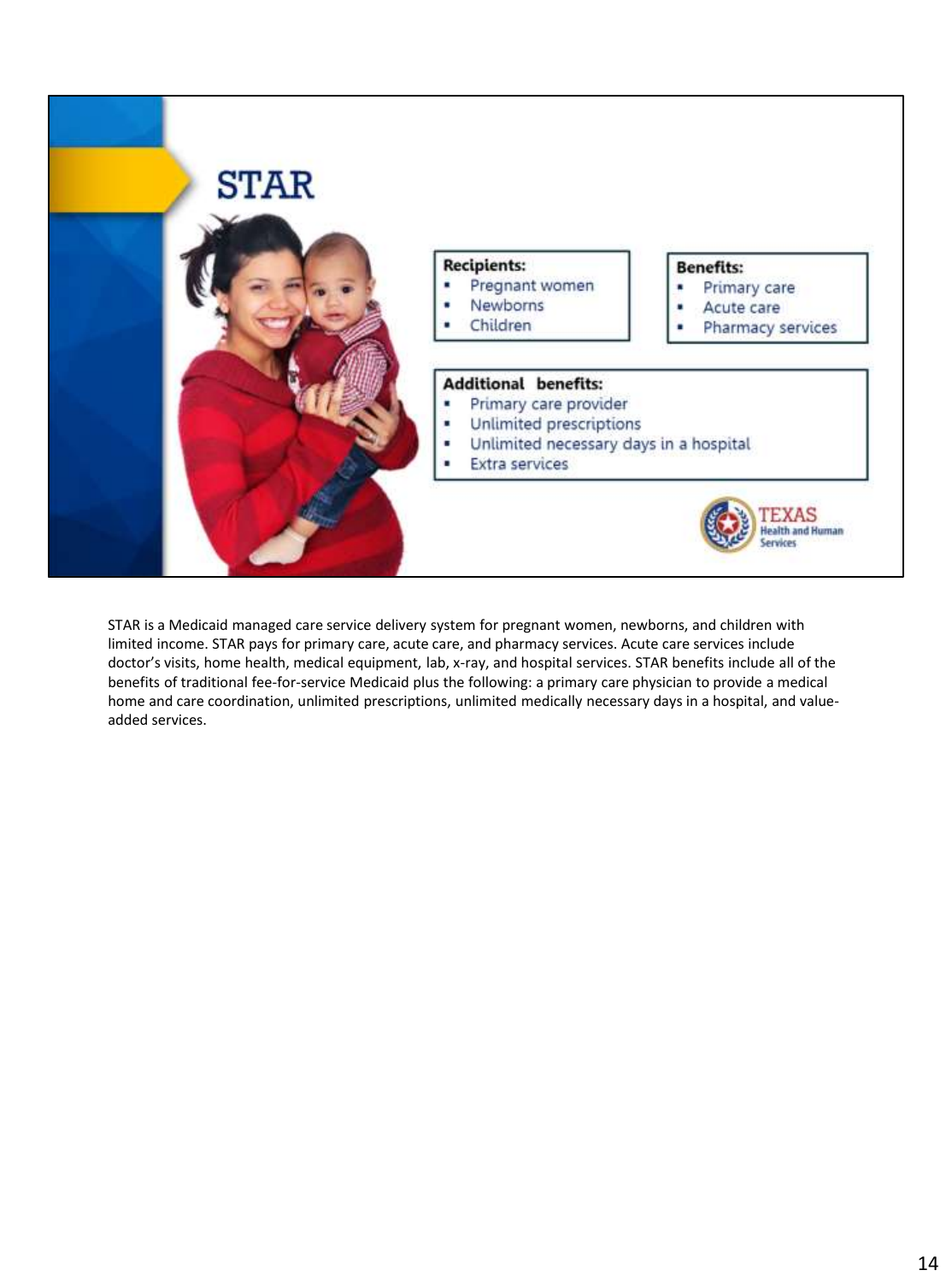# STAR

**Recipients:**

- Pregnant women
- Newborns
- Children

**Benefits:**

- Primary care
- Acute care
- Pharmacy services

**Additional benefits:**

- Primary care provider
- Unlimited prescriptions
- Unlimited necessary days in a hospital
- Extra services

TEXAS Health and Human Services

STAR is a Medicaid managed care service delivery system for pregnant women, newborns, and children with limited income. STAR pays for primary care, acute care, and pharmacy services. Acute care services include doctor's visits, home health, medical equipment, lab, x-ray, and hospital services. STAR benefits include all of the benefits of traditional fee-for-service Medicaid plus the following: a primary care physician to provide a medical home and care coordination, unlimited prescriptions, unlimited medically necessary days in a hospital, and value-added services.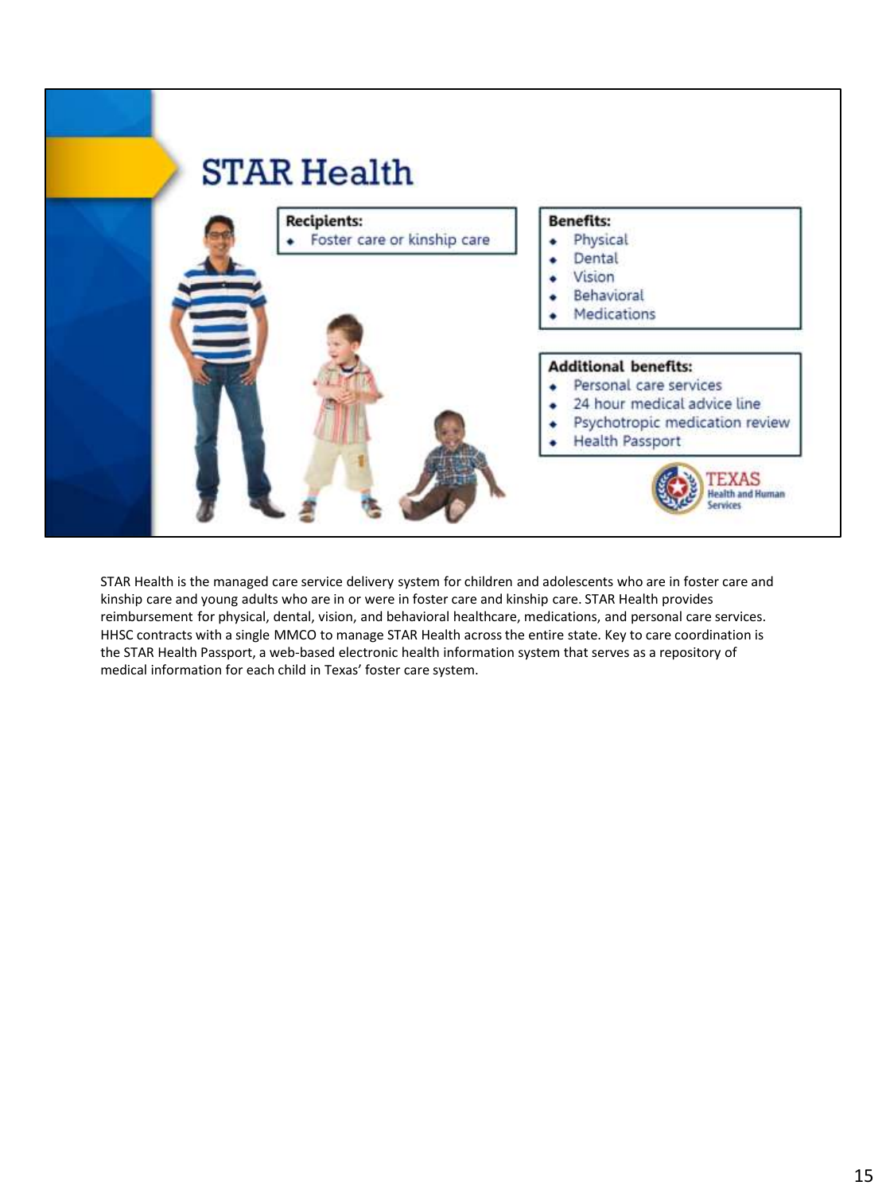# STAR Health

**Recipients:**

- Foster care or kinship care

**Benefits:**

- Physical
- Dental
- Vision
- Behavioral
- Medications

**Additional benefits:**

- Personal care services
- 24 hour medical advice line
- Psychotropic medication review
- Health Passport

TEXAS Health and Human Services

STAR Health is the managed care service delivery system for children and adolescents who are in foster care and kinship care and young adults who are in or were in foster care and kinship care. STAR Health provides reimbursement for physical, dental, vision, and behavioral healthcare, medications, and personal care services. HHSC contracts with a single MMCO to manage STAR Health across the entire state. Key to care coordination is the STAR Health Passport, a web-based electronic health information system that serves as a repository of medical information for each child in Texas' foster care system.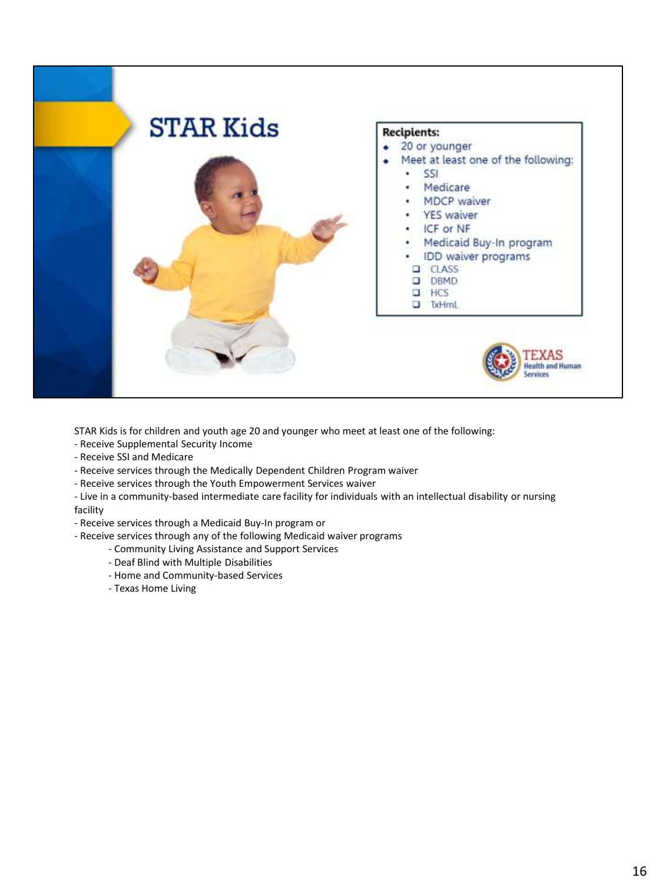# STAR Kids

**Recipients:**

- 20 or younger
- Meet at least one of the following:
  - SSI
  - Medicare
  - MDCP waiver
  - YES waiver
  - ICF or NF
  - Medicaid Buy-In program
  - IDD waiver programs
    - CLASS
    - DBMD
    - HCS
    - TxHmL

TEXAS Health and Human Services

STAR Kids is for children and youth age 20 and younger who meet at least one of the following:

- Receive Supplemental Security Income
- Receive SSI and Medicare
- Receive services through the Medically Dependent Children Program waiver
- Receive services through the Youth Empowerment Services waiver
- Live in a community-based intermediate care facility for individuals with an intellectual disability or nursing facility
- Receive services through a Medicaid Buy-In program or
- Receive services through any of the following Medicaid waiver programs
  - Community Living Assistance and Support Services
  - Deaf Blind with Multiple Disabilities
  - Home and Community-based Services
  - Texas Home Living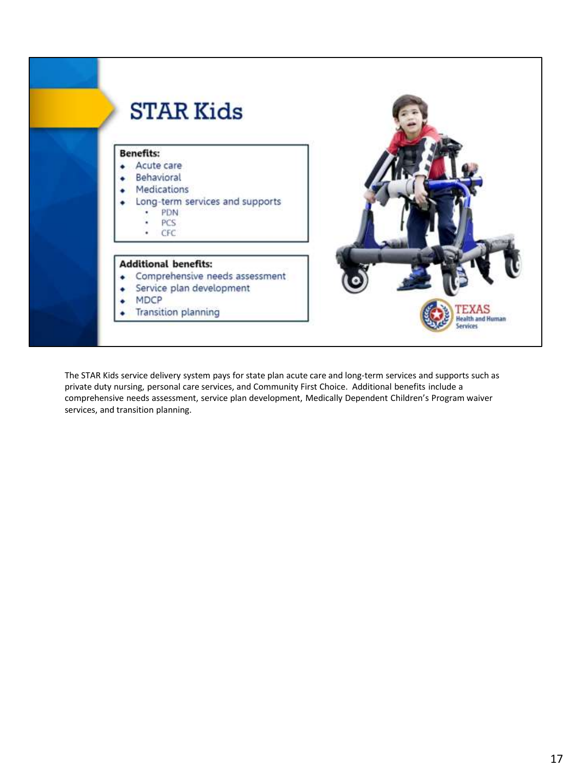# STAR Kids

**Benefits:**

- Acute care
- Behavioral
- Medications
- Long-term services and supports
  - PDN
  - PCS
  - CFC

**Additional benefits:**

- Comprehensive needs assessment
- Service plan development
- MDCP
- Transition planning

TEXAS Health and Human Services

The STAR Kids service delivery system pays for state plan acute care and long-term services and supports such as private duty nursing, personal care services, and Community First Choice. Additional benefits include a comprehensive needs assessment, service plan development, Medically Dependent Children's Program waiver services, and transition planning.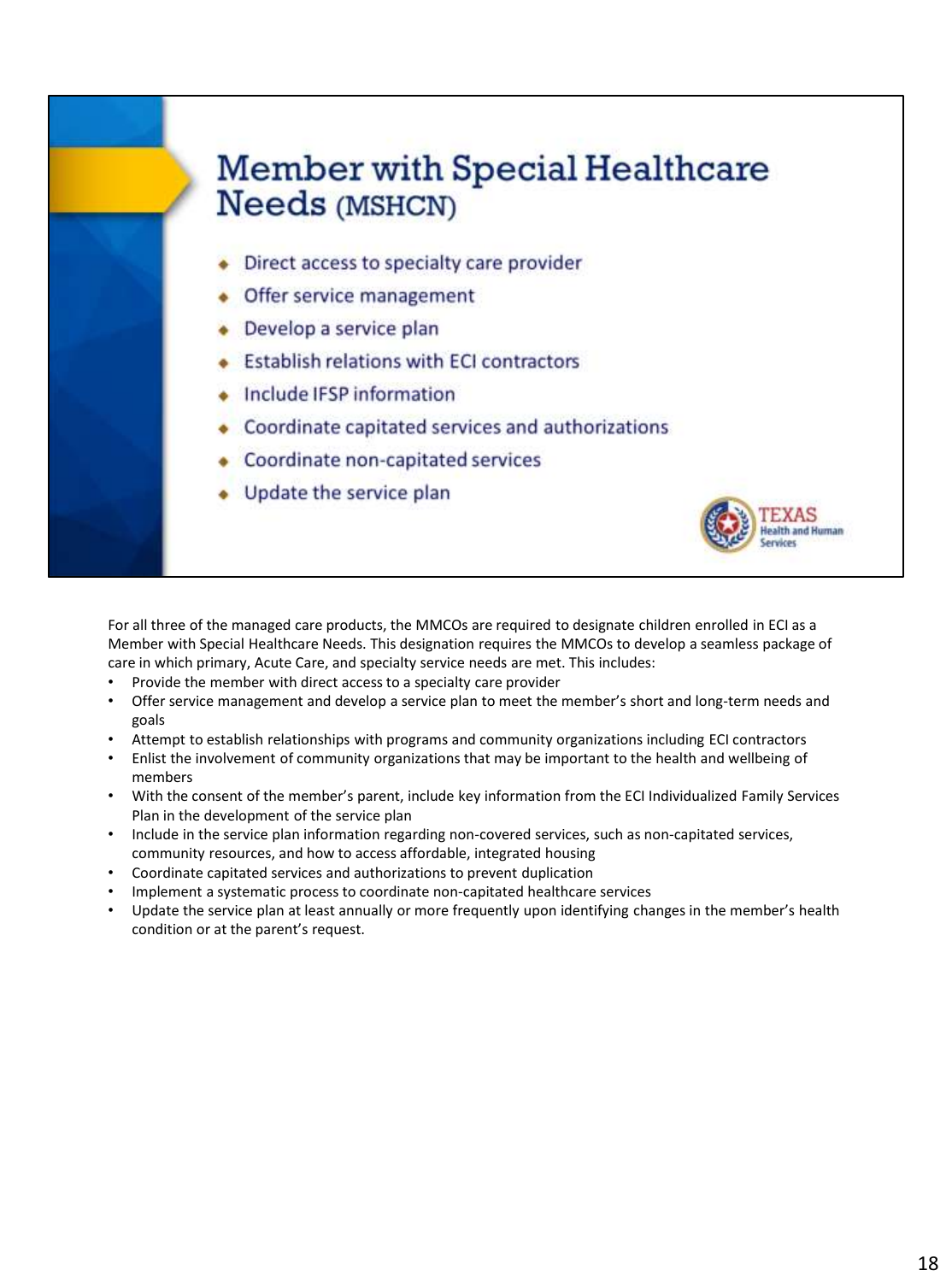# Member with Special Healthcare Needs (MSHCN)

- Direct access to specialty care provider
- Offer service management
- Develop a service plan
- Establish relations with ECI contractors
- Include IFSP information
- Coordinate capitated services and authorizations
- Coordinate non-capitated services
- Update the service plan

TEXAS Health and Human Services

For all three of the managed care products, the MMCOs are required to designate children enrolled in ECI as a Member with Special Healthcare Needs. This designation requires the MMCOs to develop a seamless package of care in which primary, Acute Care, and specialty service needs are met. This includes:

- Provide the member with direct access to a specialty care provider
- Offer service management and develop a service plan to meet the member's short and long-term needs and goals
- Attempt to establish relationships with programs and community organizations including ECI contractors
- Enlist the involvement of community organizations that may be important to the health and wellbeing of members
- With the consent of the member's parent, include key information from the ECI Individualized Family Services Plan in the development of the service plan
- Include in the service plan information regarding non-covered services, such as non-capitated services, community resources, and how to access affordable, integrated housing
- Coordinate capitated services and authorizations to prevent duplication
- Implement a systematic process to coordinate non-capitated healthcare services
- Update the service plan at least annually or more frequently upon identifying changes in the member's health condition or at the parent's request.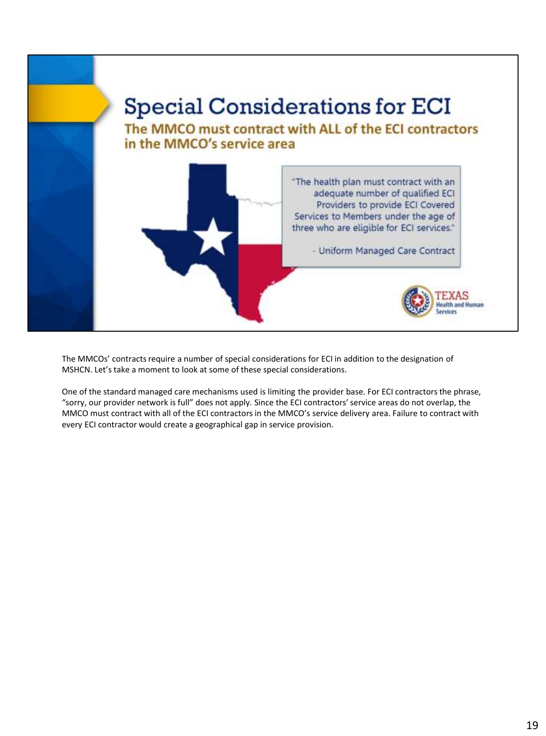# Special Considerations for ECI

## The MMCO must contract with ALL of the ECI contractors in the MMCO's service area

"The health plan must contract with an adequate number of qualified ECI Providers to provide ECI Covered Services to Members under the age of three who are eligible for ECI services."

- Uniform Managed Care Contract

TEXAS Health and Human Services

The MMCOs' contracts require a number of special considerations for ECI in addition to the designation of MSHCN. Let's take a moment to look at some of these special considerations.

One of the standard managed care mechanisms used is limiting the provider base. For ECI contractors the phrase, "sorry, our provider network is full" does not apply. Since the ECI contractors' service areas do not overlap, the MMCO must contract with all of the ECI contractors in the MMCO's service delivery area. Failure to contract with every ECI contractor would create a geographical gap in service provision.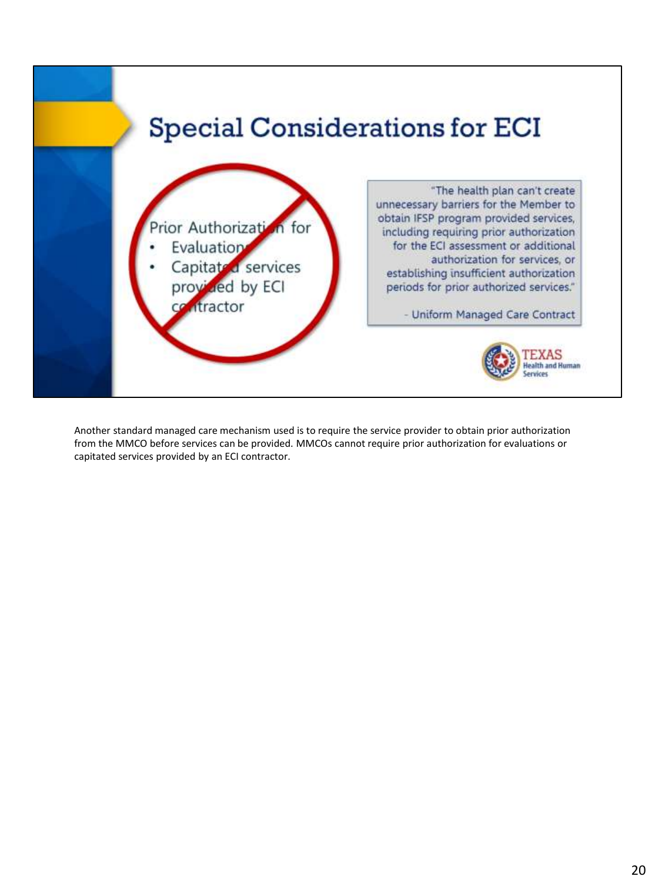# Special Considerations for ECI

Prior Authorization for

- Evaluations
- Capitated services provided by ECI contractor

"The health plan can't create unnecessary barriers for the Member to obtain IFSP program provided services, including requiring prior authorization for the ECI assessment or additional authorization for services, or establishing insufficient authorization periods for prior authorized services."

- Uniform Managed Care Contract

TEXAS Health and Human Services

Another standard managed care mechanism used is to require the service provider to obtain prior authorization from the MMCO before services can be provided. MMCOs cannot require prior authorization for evaluations or capitated services provided by an ECI contractor.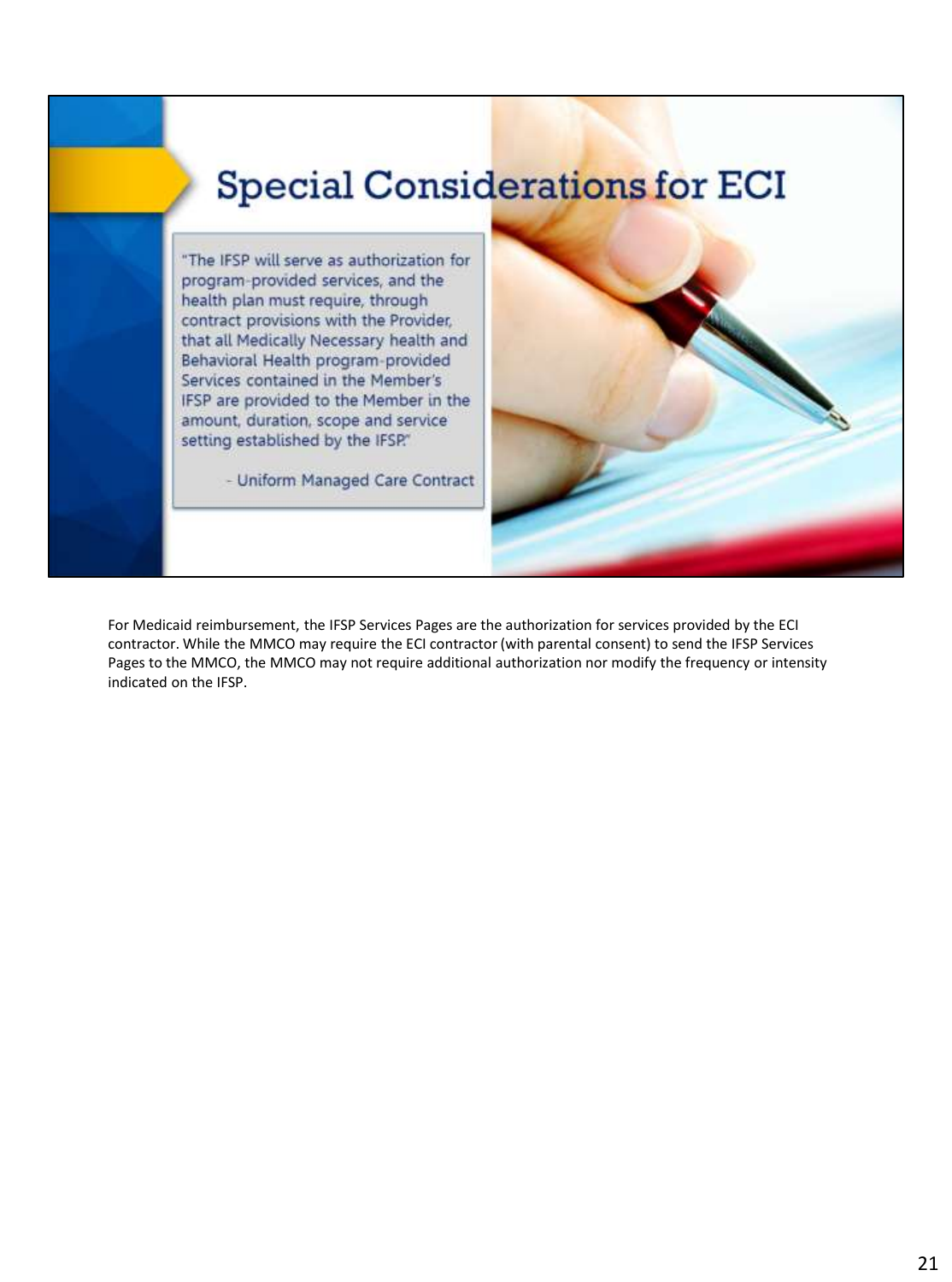# Special Considerations for ECI

> "The IFSP will serve as authorization for program-provided services, and the health plan must require, through contract provisions with the Provider, that all Medically Necessary health and Behavioral Health program-provided Services contained in the Member's IFSP are provided to the Member in the amount, duration, scope and service setting established by the IFSP."
>
> \- Uniform Managed Care Contract

For Medicaid reimbursement, the IFSP Services Pages are the authorization for services provided by the ECI contractor. While the MMCO may require the ECI contractor (with parental consent) to send the IFSP Services Pages to the MMCO, the MMCO may not require additional authorization nor modify the frequency or intensity indicated on the IFSP.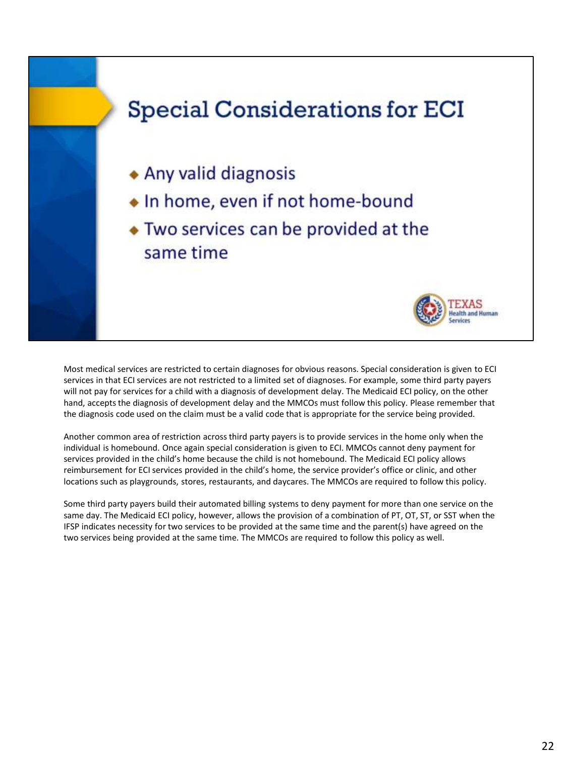# Special Considerations for ECI

- Any valid diagnosis
- In home, even if not home-bound
- Two services can be provided at the same time

Most medical services are restricted to certain diagnoses for obvious reasons. Special consideration is given to ECI services in that ECI services are not restricted to a limited set of diagnoses. For example, some third party payers will not pay for services for a child with a diagnosis of development delay. The Medicaid ECI policy, on the other hand, accepts the diagnosis of development delay and the MMCOs must follow this policy. Please remember that the diagnosis code used on the claim must be a valid code that is appropriate for the service being provided.

Another common area of restriction across third party payers is to provide services in the home only when the individual is homebound. Once again special consideration is given to ECI. MMCOs cannot deny payment for services provided in the child's home because the child is not homebound. The Medicaid ECI policy allows reimbursement for ECI services provided in the child's home, the service provider's office or clinic, and other locations such as playgrounds, stores, restaurants, and daycares. The MMCOs are required to follow this policy.

Some third party payers build their automated billing systems to deny payment for more than one service on the same day. The Medicaid ECI policy, however, allows the provision of a combination of PT, OT, ST, or SST when the IFSP indicates necessity for two services to be provided at the same time and the parent(s) have agreed on the two services being provided at the same time. The MMCOs are required to follow this policy as well.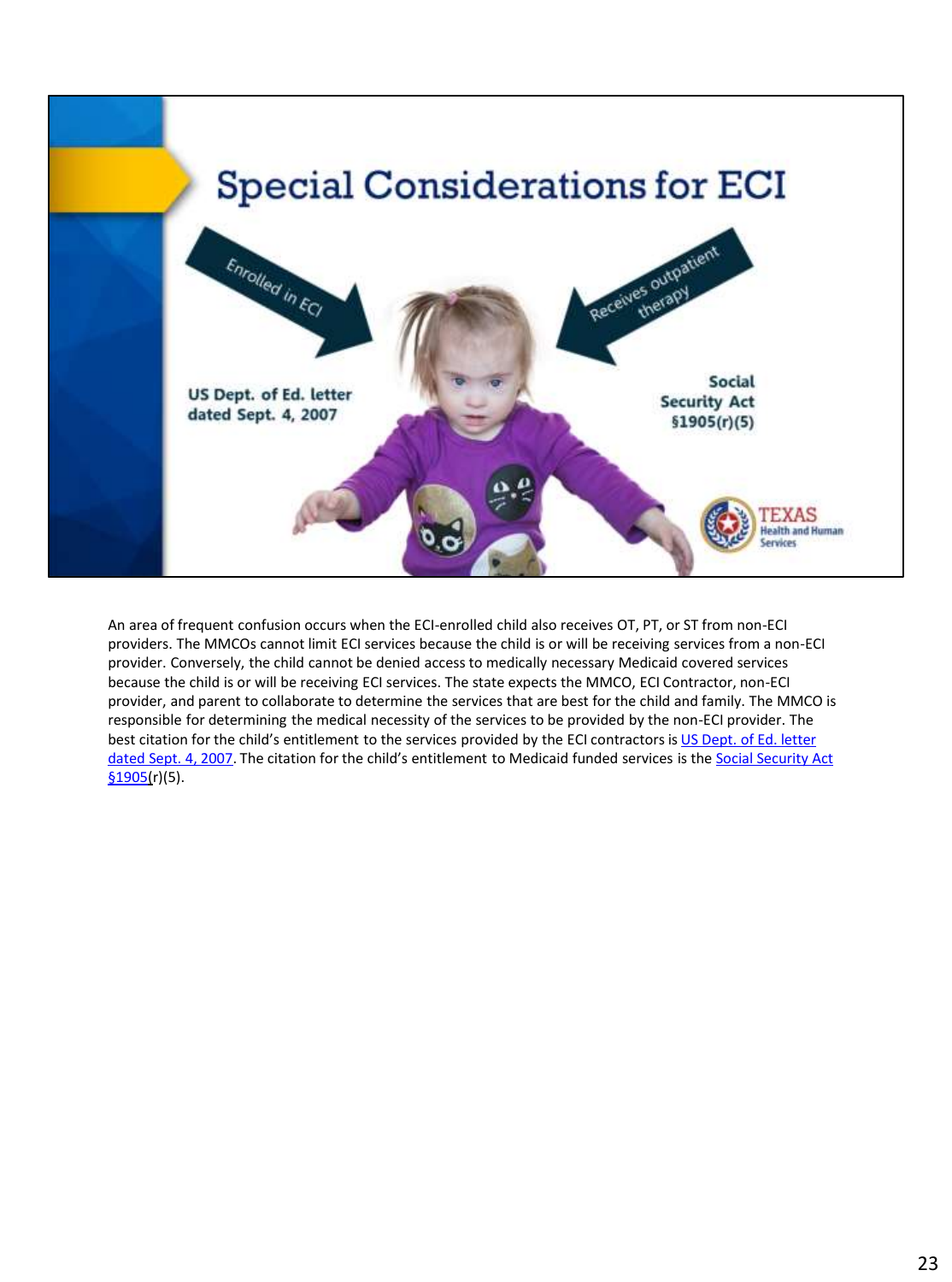# Special Considerations for ECI

Enrolled in ECI

Receives outpatient therapy

US Dept. of Ed. letter dated Sept. 4, 2007

Social Security Act §1905(r)(5)

An area of frequent confusion occurs when the ECI-enrolled child also receives OT, PT, or ST from non-ECI providers. The MMCOs cannot limit ECI services because the child is or will be receiving services from a non-ECI provider. Conversely, the child cannot be denied access to medically necessary Medicaid covered services because the child is or will be receiving ECI services. The state expects the MMCO, ECI Contractor, non-ECI provider, and parent to collaborate to determine the services that are best for the child and family. The MMCO is responsible for determining the medical necessity of the services to be provided by the non-ECI provider. The best citation for the child's entitlement to the services provided by the ECI contractors is US Dept. of Ed. letter dated Sept. 4, 2007. The citation for the child's entitlement to Medicaid funded services is the Social Security Act §1905(r)(5).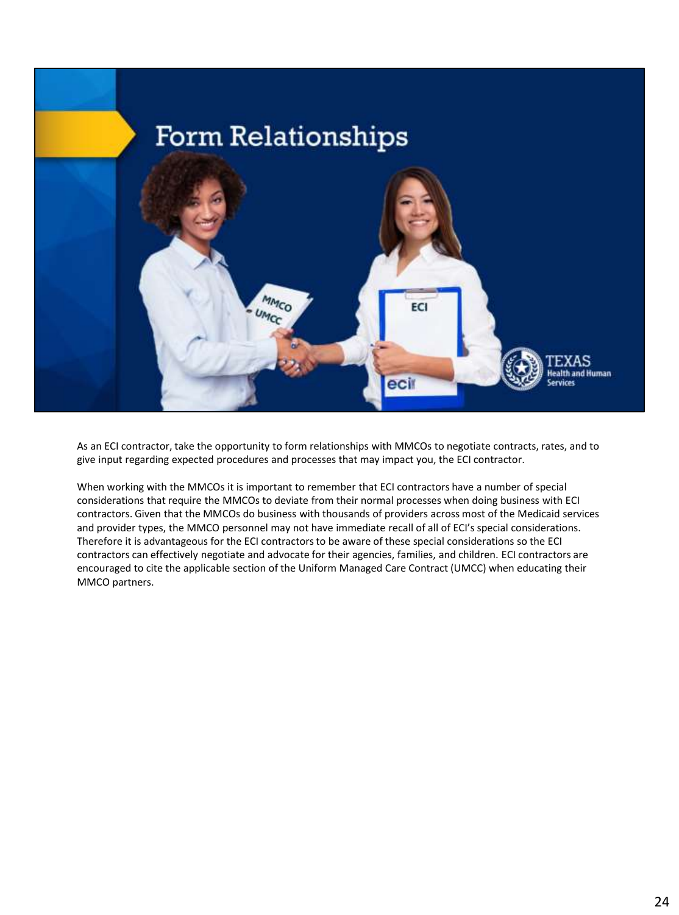# Form Relationships

As an ECI contractor, take the opportunity to form relationships with MMCOs to negotiate contracts, rates, and to give input regarding expected procedures and processes that may impact you, the ECI contractor.

When working with the MMCOs it is important to remember that ECI contractors have a number of special considerations that require the MMCOs to deviate from their normal processes when doing business with ECI contractors. Given that the MMCOs do business with thousands of providers across most of the Medicaid services and provider types, the MMCO personnel may not have immediate recall of all of ECI's special considerations. Therefore it is advantageous for the ECI contractors to be aware of these special considerations so the ECI contractors can effectively negotiate and advocate for their agencies, families, and children. ECI contractors are encouraged to cite the applicable section of the Uniform Managed Care Contract (UMCC) when educating their MMCO partners.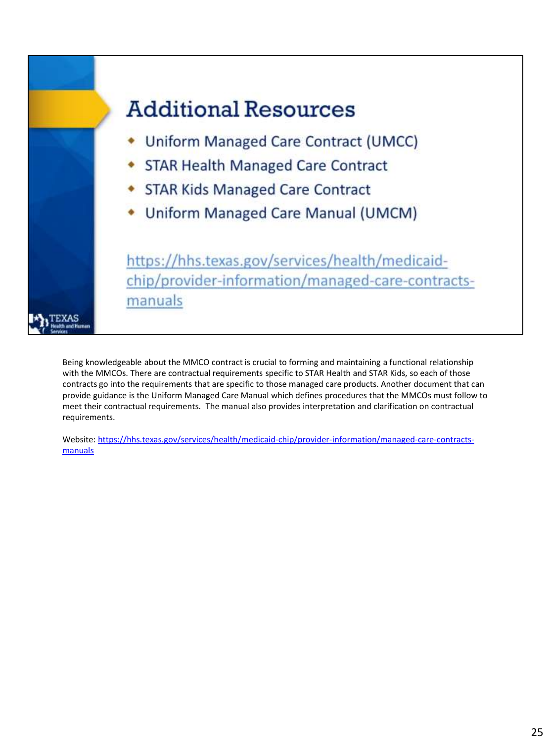# Additional Resources

- Uniform Managed Care Contract (UMCC)
- STAR Health Managed Care Contract
- STAR Kids Managed Care Contract
- Uniform Managed Care Manual (UMCM)

https://hhs.texas.gov/services/health/medicaid-chip/provider-information/managed-care-contracts-manuals

Being knowledgeable about the MMCO contract is crucial to forming and maintaining a functional relationship with the MMCOs. There are contractual requirements specific to STAR Health and STAR Kids, so each of those contracts go into the requirements that are specific to those managed care products. Another document that can provide guidance is the Uniform Managed Care Manual which defines procedures that the MMCOs must follow to meet their contractual requirements. The manual also provides interpretation and clarification on contractual requirements.

Website: https://hhs.texas.gov/services/health/medicaid-chip/provider-information/managed-care-contracts-manuals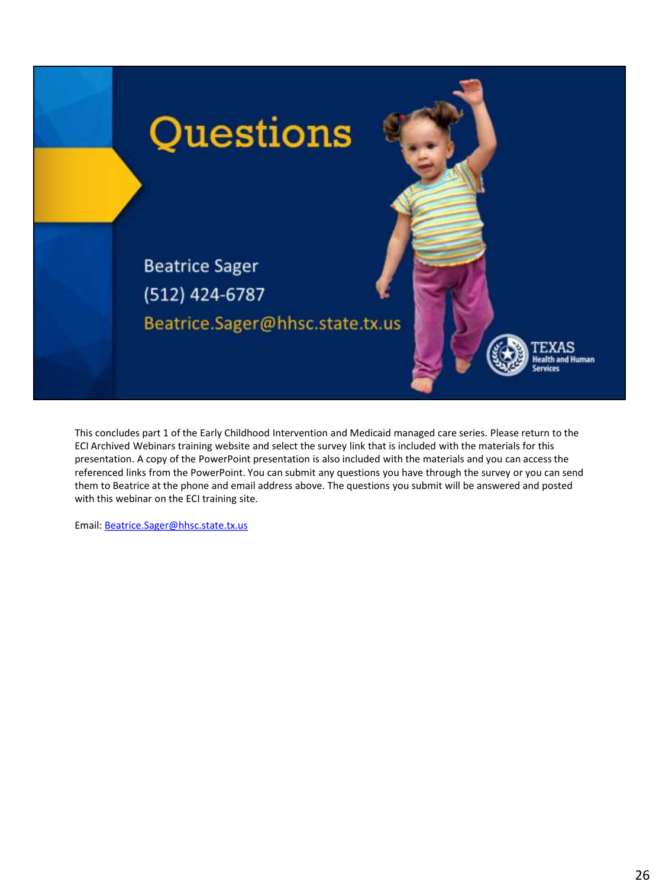# Questions

Beatrice Sager

(512) 424-6787

Beatrice.Sager@hhsc.state.tx.us

TEXAS Health and Human Services

This concludes part 1 of the Early Childhood Intervention and Medicaid managed care series. Please return to the ECI Archived Webinars training website and select the survey link that is included with the materials for this presentation. A copy of the PowerPoint presentation is also included with the materials and you can access the referenced links from the PowerPoint. You can submit any questions you have through the survey or you can send them to Beatrice at the phone and email address above. The questions you submit will be answered and posted with this webinar on the ECI training site.

Email: Beatrice.Sager@hhsc.state.tx.us